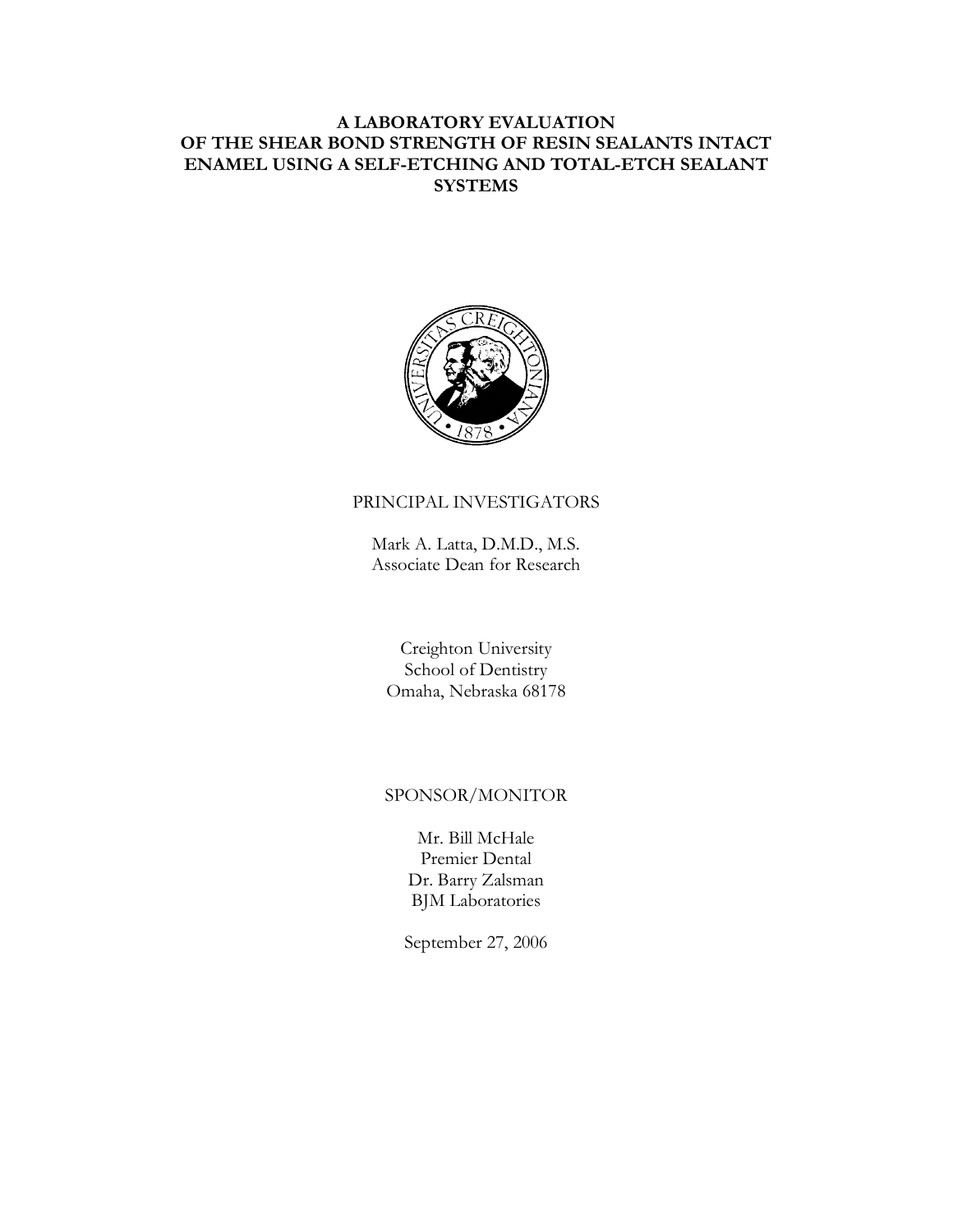# A LABORATORY EVALUATION OF THE SHEAR BOND STRENGTH OF RESIN SEALANTS INTACT ENAMEL USING A SELF-ETCHING AND TOTAL-ETCH SEALANT SYSTEMS

PRINCIPAL INVESTIGATORS

Mark A. Latta, D.M.D., M.S.
Associate Dean for Research

Creighton University
School of Dentistry
Omaha, Nebraska 68178

SPONSOR/MONITOR

Mr. Bill McHale
Premier Dental
Dr. Barry Zalsman
BJM Laboratories

September 27, 2006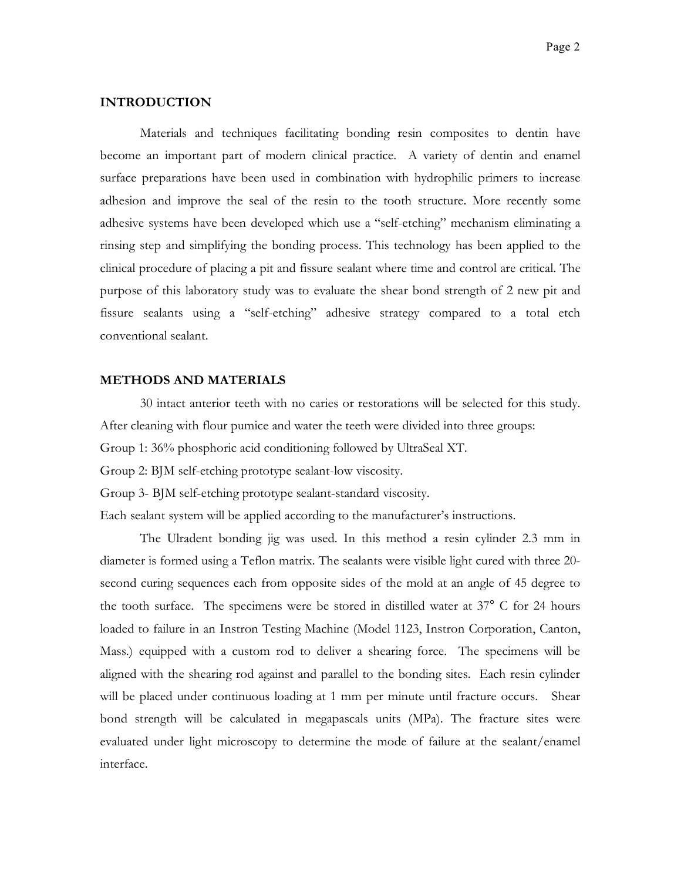## INTRODUCTION

Materials and techniques facilitating bonding resin composites to dentin have become an important part of modern clinical practice. A variety of dentin and enamel surface preparations have been used in combination with hydrophilic primers to increase adhesion and improve the seal of the resin to the tooth structure. More recently some adhesive systems have been developed which use a "self-etching" mechanism eliminating a rinsing step and simplifying the bonding process. This technology has been applied to the clinical procedure of placing a pit and fissure sealant where time and control are critical. The purpose of this laboratory study was to evaluate the shear bond strength of 2 new pit and fissure sealants using a "self-etching" adhesive strategy compared to a total etch conventional sealant.

## METHODS AND MATERIALS

30 intact anterior teeth with no caries or restorations will be selected for this study. After cleaning with flour pumice and water the teeth were divided into three groups:

Group 1: 36% phosphoric acid conditioning followed by UltraSeal XT.

Group 2: BJM self-etching prototype sealant-low viscosity.

Group 3- BJM self-etching prototype sealant-standard viscosity.

Each sealant system will be applied according to the manufacturer's instructions.

The Ulradent bonding jig was used. In this method a resin cylinder 2.3 mm in diameter is formed using a Teflon matrix. The sealants were visible light cured with three 20-second curing sequences each from opposite sides of the mold at an angle of 45 degree to the tooth surface. The specimens were be stored in distilled water at 37° C for 24 hours loaded to failure in an Instron Testing Machine (Model 1123, Instron Corporation, Canton, Mass.) equipped with a custom rod to deliver a shearing force. The specimens will be aligned with the shearing rod against and parallel to the bonding sites. Each resin cylinder will be placed under continuous loading at 1 mm per minute until fracture occurs. Shear bond strength will be calculated in megapascals units (MPa). The fracture sites were evaluated under light microscopy to determine the mode of failure at the sealant/enamel interface.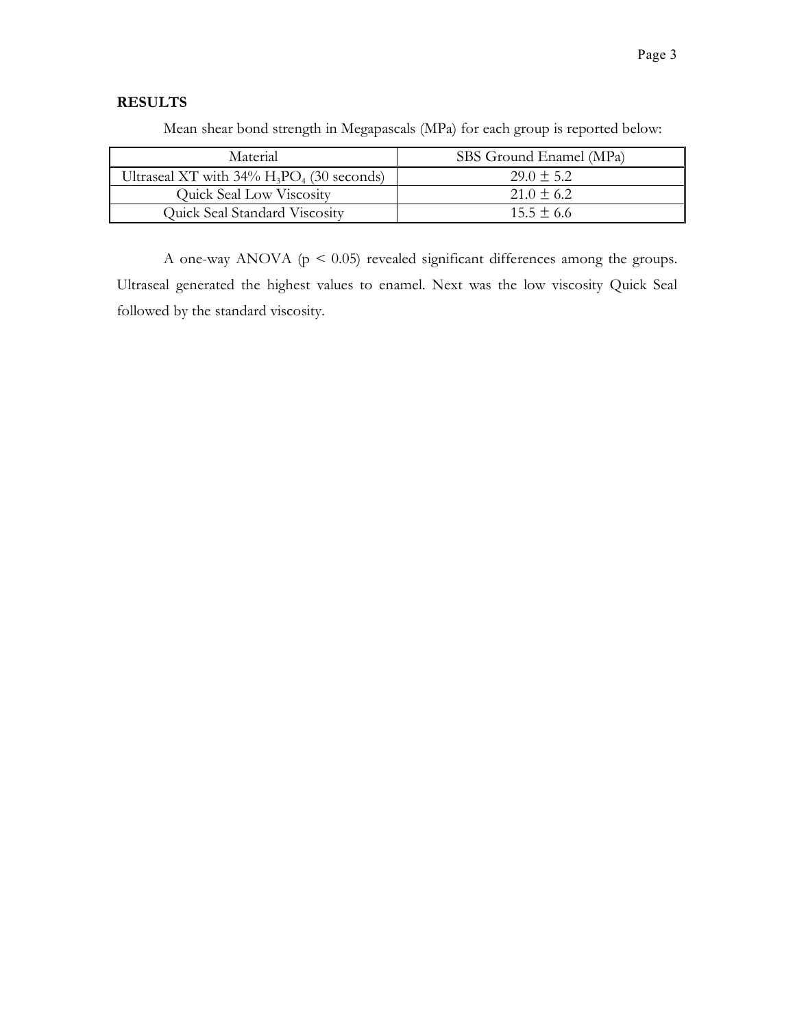## RESULTS

Mean shear bond strength in Megapascals (MPa) for each group is reported below:

| Material | SBS Ground Enamel (MPa) |
|---|---|
| Ultraseal XT with 34% $H_3PO_4$ (30 seconds) | $29.0 \pm 5.2$ |
| Quick Seal Low Viscosity | $21.0 \pm 6.2$ |
| Quick Seal Standard Viscosity | $15.5 \pm 6.6$ |

A one-way ANOVA ($p < 0.05$) revealed significant differences among the groups. Ultraseal generated the highest values to enamel. Next was the low viscosity Quick Seal followed by the standard viscosity.